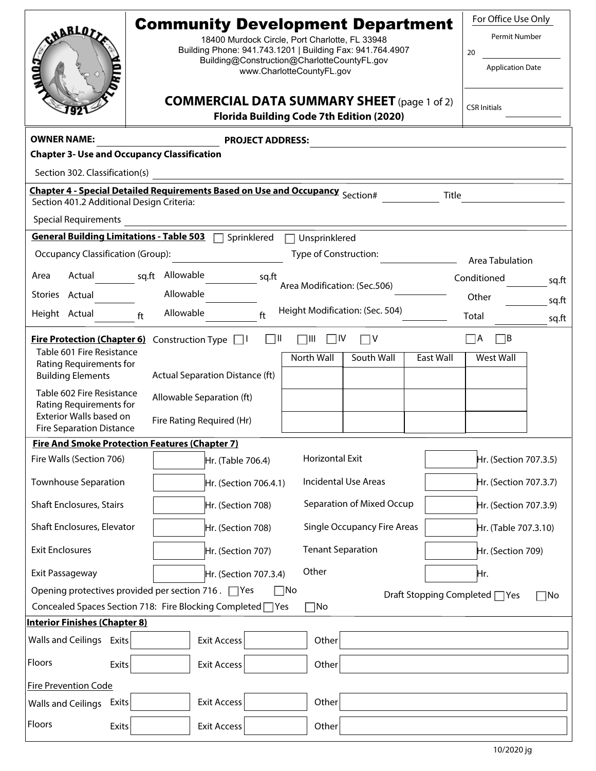# Community Development Department

18400 Murdock Circle, Port Charlotte, FL 33948
Building Phone: 941.743.1201 | Building Fax: 941.764.4907
Building@Construction@CharlotteCountyFL.gov
www.CharlotteCountyFL.gov

## COMMERCIAL DATA SUMMARY SHEET (page 1 of 2)

**Florida Building Code 7th Edition (2020)**

For Office Use Only

Permit Number 20 ____________

Application Date ____________

CSR Initials ____________

**OWNER NAME:** ____________ **PROJECT ADDRESS:** ____________

**Chapter 3- Use and Occupancy Classification**

Section 302. Classification(s) ____________

**Chapter 4 - Special Detailed Requirements Based on Use and Occupancy** Section# ____________ Title ____________

Section 401.2 Additional Design Criteria:

Special Requirements ____________

**General Building Limitations - Table 503** ☐ Sprinklered ☐ Unsprinklered

Occupancy Classification (Group): ____________ Type of Construction: ____________

Area Actual ________ sq.ft Allowable ________ sq.ft

Stories Actual ________ Allowable ________

Height Actual ________ ft Allowable ________ ft

Area Modification: (Sec.506) ____________

Height Modification: (Sec. 504) ____________

Area Tabulation

Conditioned ________ sq.ft

Other ________ sq.ft

Total ________ sq.ft

**Fire Protection (Chapter 6)** Construction Type ☐I ☐II ☐III ☐IV ☐V ☐A ☐B

Table 601 Fire Resistance Rating Requirements for Building Elements

Table 602 Fire Resistance Rating Requirements for Exterior Walls based on Fire Separation Distance

| | North Wall | South Wall | East Wall | West Wall |
|---|---|---|---|---|
| Actual Separation Distance (ft) | | | | |
| Allowable Separation (ft) | | | | |
| Fire Rating Required (Hr) | | | | |

**Fire And Smoke Protection Features (Chapter 7)**

| | | | | | |
|---|---|---|---|---|---|
| Fire Walls (Section 706) | | Hr. (Table 706.4) | Horizontal Exit | | Hr. (Section 707.3.5) |
| Townhouse Separation | | Hr. (Section 706.4.1) | Incidental Use Areas | | Hr. (Section 707.3.7) |
| Shaft Enclosures, Stairs | | Hr. (Section 708) | Separation of Mixed Occup | | Hr. (Section 707.3.9) |
| Shaft Enclosures, Elevator | | Hr. (Section 708) | Single Occupancy Fire Areas | | Hr. (Table 707.3.10) |
| Exit Enclosures | | Hr. (Section 707) | Tenant Separation | | Hr. (Section 709) |
| Exit Passageway | | Hr. (Section 707.3.4) | Other | | Hr. |

Opening protectives provided per section 716 . ☐Yes ☐No

Concealed Spaces Section 718: Fire Blocking Completed ☐Yes ☐No

Draft Stopping Completed ☐Yes ☐No

**Interior Finishes (Chapter 8)**

| | | | | | | |
|---|---|---|---|---|---|---|
| Walls and Ceilings | Exits | | Exit Access | | Other | |
| Floors | Exits | | Exit Access | | Other | |

Fire Prevention Code

| | | | | | | |
|---|---|---|---|---|---|---|
| Walls and Ceilings | Exits | | Exit Access | | Other | |
| Floors | Exits | | Exit Access | | Other | |

10/2020 jg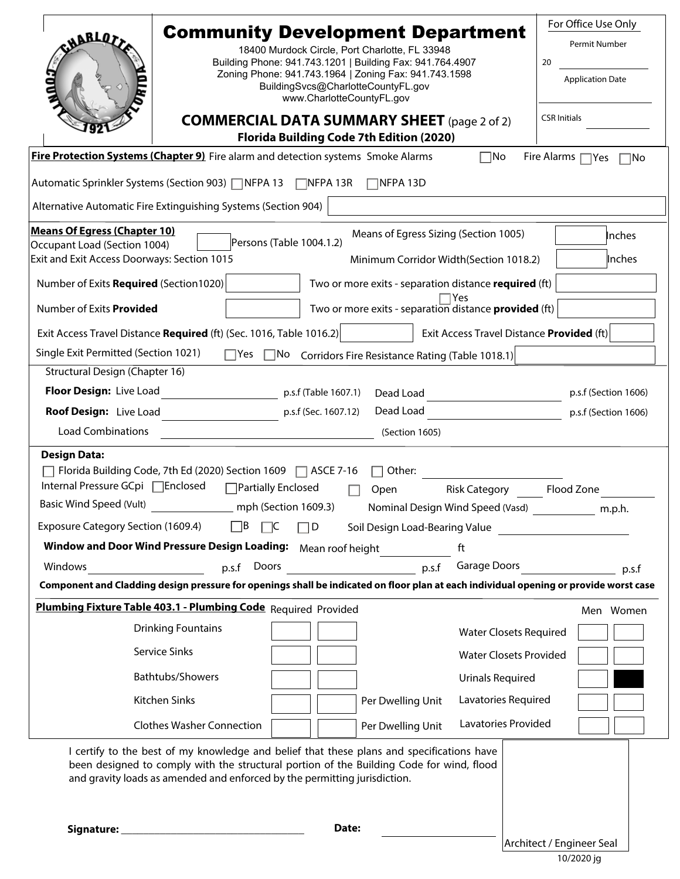# Community Development Department

18400 Murdock Circle, Port Charlotte, FL 33948
Building Phone: 941.743.1201 | Building Fax: 941.764.4907
Zoning Phone: 941.743.1964 | Zoning Fax: 941.743.1598
BuildingSvcs@CharlotteCountyFL.gov
www.CharlotteCountyFL.gov

For Office Use Only

Permit Number

20 ______________

Application Date ______________

CSR Initials ______________

## COMMERCIAL DATA SUMMARY SHEET (page 2 of 2)

**Florida Building Code 7th Edition (2020)**

**Fire Protection Systems (Chapter 9)** Fire alarm and detection systems Smoke Alarms ☐ Yes ☐ No Fire Alarms ☐ Yes ☐ No

Automatic Sprinkler Systems (Section 903) ☐ NFPA 13 ☐ NFPA 13R ☐ NFPA 13D

Alternative Automatic Fire Extinguishing Systems (Section 904) ______________

**Means Of Egress (Chapter 10)**

Occupant Load (Section 1004) ______ Persons (Table 1004.1.2)

Means of Egress Sizing (Section 1005) ______ Inches

Exit and Exit Access Doorways: Section 1015

Minimum Corridor Width(Section 1018.2) ______ Inches

Number of Exits **Required** (Section1020) ______

Two or more exits - separation distance **required** (ft) ______

Number of Exits **Provided** ______

Two or more exits - separation distance **provided** (ft) ______

Exit Access Travel Distance **Required** (ft) (Sec. 1016, Table 1016.2) ______

Exit Access Travel Distance **Provided** (ft) ______

Single Exit Permitted (Section 1021) ☐ Yes ☐ No

Corridors Fire Resistance Rating (Table 1018.1) ______

Structural Design (Chapter 16)

**Floor Design:** Live Load ______ p.s.f (Table 1607.1) Dead Load ______ p.s.f (Section 1606)

**Roof Design:** Live Load ______ p.s.f (Sec. 1607.12) Dead Load ______ p.s.f (Section 1606)

Load Combinations ______ (Section 1605)

**Design Data:**

☐ Florida Building Code, 7th Ed (2020) Section 1609 ☐ ASCE 7-16 ☐ Other: ______

Internal Pressure GCpi ☐ Enclosed ☐ Partially Enclosed ☐ Open Risk Category ______ Flood Zone ______

Basic Wind Speed (Vult) ______ mph (Section 1609.3) Nominal Design Wind Speed (Vasd) ______ m.p.h.

Exposure Category Section (1609.4) ☐ B ☐ C ☐ D Soil Design Load-Bearing Value ______

**Window and Door Wind Pressure Design Loading:** Mean roof height ______ ft

Windows ______ p.s.f Doors ______ p.s.f Garage Doors ______ p.s.f

**Component and Cladding design pressure for openings shall be indicated on floor plan at each individual opening or provide worst case**

**Plumbing Fixture Table 403.1 - Plumbing Code**

| | Required | Provided | |
|---|---|---|---|
| Drinking Fountains | | | |
| Service Sinks | | | |
| Bathtubs/Showers | | | |
| Kitchen Sinks | | | Per Dwelling Unit |
| Clothes Washer Connection | | | Per Dwelling Unit |

| | Men | Women |
|---|---|---|
| Water Closets Required | | |
| Water Closets Provided | | |
| Urinals Required | | |
| Lavatories Required | | |
| Lavatories Provided | | |

I certify to the best of my knowledge and belief that these plans and specifications have been designed to comply with the structural portion of the Building Code for wind, flood and gravity loads as amended and enforced by the permitting jurisdiction.

**Signature:** ______________ **Date:** ______________

Architect / Engineer Seal

10/2020 jg